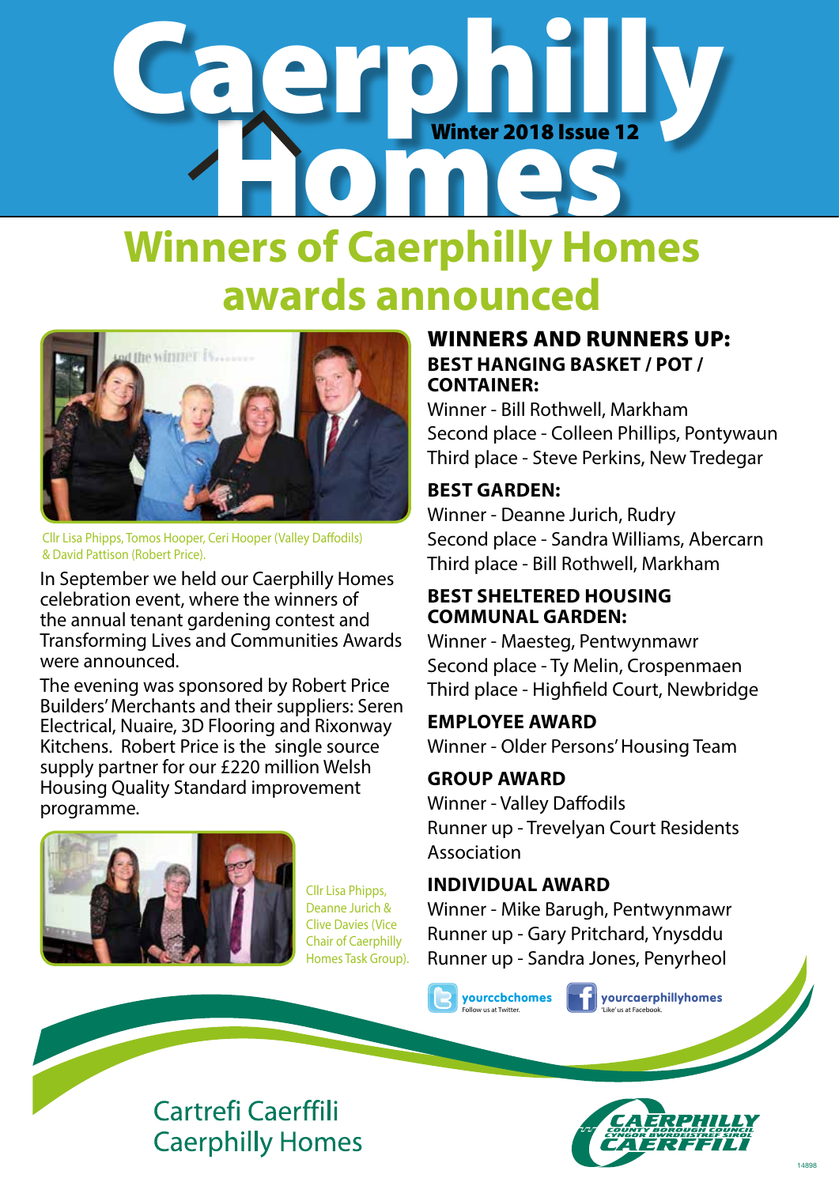# Caerphilly Homes

Winter 2018 Issue 12

## Winners of Caerphilly Homes awards announced

Cllr Lisa Phipps, Tomos Hooper, Ceri Hooper (Valley Daffodils) & David Pattison (Robert Price).

In September we held our Caerphilly Homes celebration event, where the winners of the annual tenant gardening contest and Transforming Lives and Communities Awards were announced.

The evening was sponsored by Robert Price Builders' Merchants and their suppliers: Seren Electrical, Nuaire, 3D Flooring and Rixonway Kitchens. Robert Price is the single source supply partner for our £220 million Welsh Housing Quality Standard improvement programme.

Cllr Lisa Phipps, Deanne Jurich & Clive Davies (Vice Chair of Caerphilly Homes Task Group).

### WINNERS AND RUNNERS UP:

**BEST HANGING BASKET / POT / CONTAINER:**

Winner - Bill Rothwell, Markham
Second place - Colleen Phillips, Pontywaun
Third place - Steve Perkins, New Tredegar

**BEST GARDEN:**

Winner - Deanne Jurich, Rudry
Second place - Sandra Williams, Abercarn
Third place - Bill Rothwell, Markham

**BEST SHELTERED HOUSING COMMUNAL GARDEN:**

Winner - Maesteg, Pentwynmawr
Second place - Ty Melin, Crospenmaen
Third place - Highfield Court, Newbridge

**EMPLOYEE AWARD**

Winner - Older Persons' Housing Team

**GROUP AWARD**

Winner - Valley Daffodils
Runner up - Trevelyan Court Residents Association

**INDIVIDUAL AWARD**

Winner - Mike Barugh, Pentwynmawr
Runner up - Gary Pritchard, Ynysddu
Runner up - Sandra Jones, Penyrheol

yourccbchomes – Follow us at Twitter.
yourcaerphillyhomes – 'Like' us at Facebook.

Cartrefi Caerffili
Caerphilly Homes

Caerphilly County Borough Council – Cyngor Bwrdeistref Sirol Caerffili

14898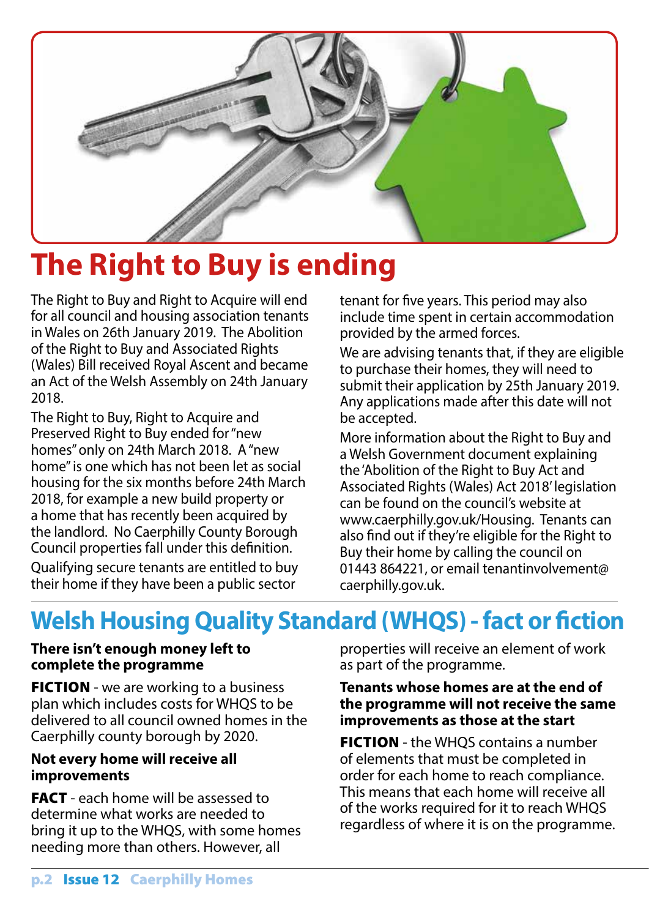# The Right to Buy is ending

The Right to Buy and Right to Acquire will end for all council and housing association tenants in Wales on 26th January 2019. The Abolition of the Right to Buy and Associated Rights (Wales) Bill received Royal Ascent and became an Act of the Welsh Assembly on 24th January 2018.

The Right to Buy, Right to Acquire and Preserved Right to Buy ended for "new homes" only on 24th March 2018. A "new home" is one which has not been let as social housing for the six months before 24th March 2018, for example a new build property or a home that has recently been acquired by the landlord. No Caerphilly County Borough Council properties fall under this definition.

Qualifying secure tenants are entitled to buy their home if they have been a public sector tenant for five years. This period may also include time spent in certain accommodation provided by the armed forces.

We are advising tenants that, if they are eligible to purchase their homes, they will need to submit their application by 25th January 2019. Any applications made after this date will not be accepted.

More information about the Right to Buy and a Welsh Government document explaining the 'Abolition of the Right to Buy Act and Associated Rights (Wales) Act 2018' legislation can be found on the council's website at www.caerphilly.gov.uk/Housing. Tenants can also find out if they're eligible for the Right to Buy their home by calling the council on 01443 864221, or email tenantinvolvement@caerphilly.gov.uk.

## Welsh Housing Quality Standard (WHQS) - fact or fiction

**There isn't enough money left to complete the programme**

**FICTION** - we are working to a business plan which includes costs for WHQS to be delivered to all council owned homes in the Caerphilly county borough by 2020.

**Not every home will receive all improvements**

**FACT** - each home will be assessed to determine what works are needed to bring it up to the WHQS, with some homes needing more than others. However, all properties will receive an element of work as part of the programme.

**Tenants whose homes are at the end of the programme will not receive the same improvements as those at the start**

**FICTION** - the WHQS contains a number of elements that must be completed in order for each home to reach compliance. This means that each home will receive all of the works required for it to reach WHQS regardless of where it is on the programme.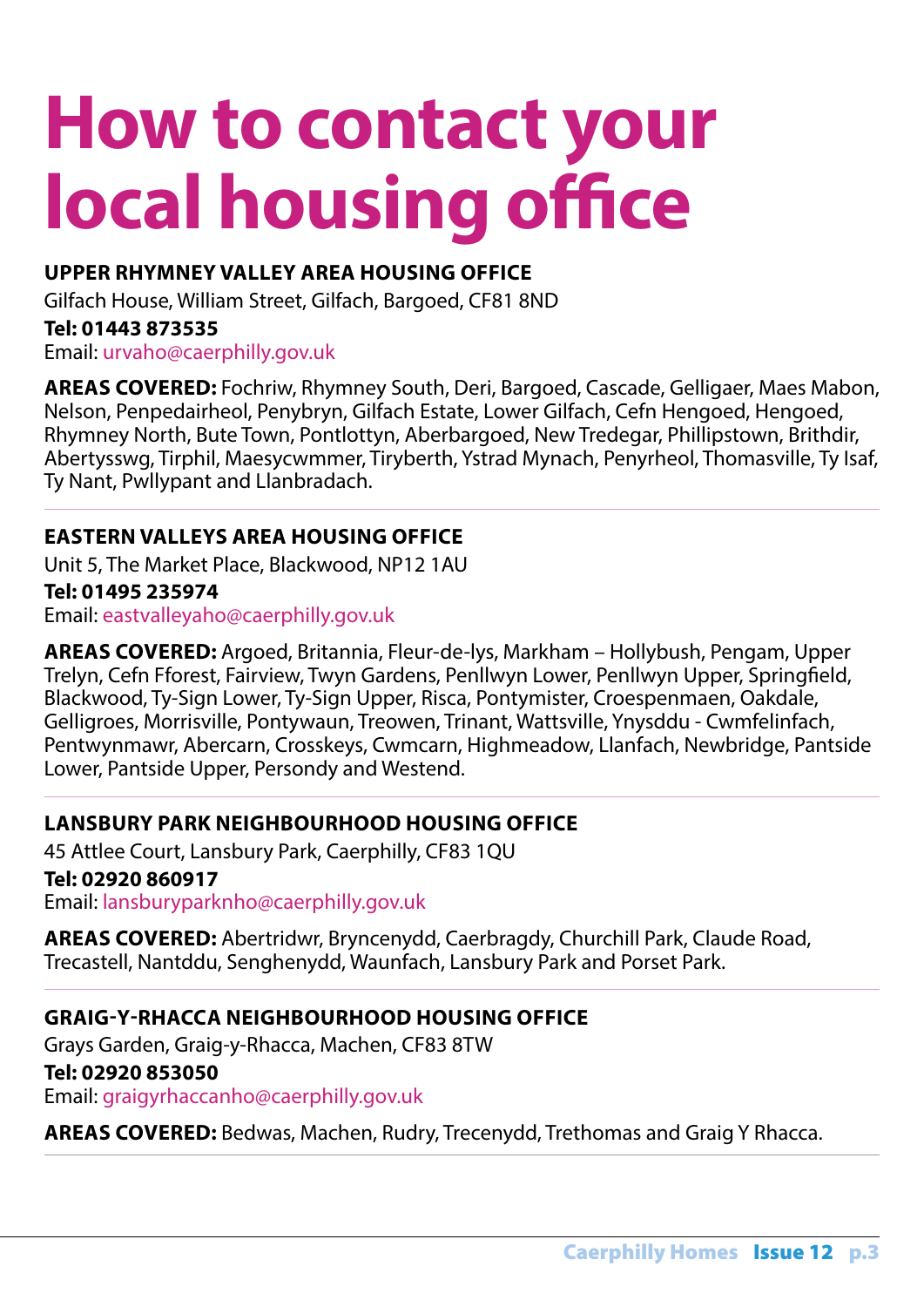# How to contact your local housing office

### UPPER RHYMNEY VALLEY AREA HOUSING OFFICE

Gilfach House, William Street, Gilfach, Bargoed, CF81 8ND

**Tel: 01443 873535**

Email: urvaho@caerphilly.gov.uk

**AREAS COVERED:** Fochriw, Rhymney South, Deri, Bargoed, Cascade, Gelligaer, Maes Mabon, Nelson, Penpedairheol, Penybryn, Gilfach Estate, Lower Gilfach, Cefn Hengoed, Hengoed, Rhymney North, Bute Town, Pontlottyn, Aberbargoed, New Tredegar, Phillipstown, Brithdir, Abertysswg, Tirphil, Maesycwmmer, Tiryberth, Ystrad Mynach, Penyrheol, Thomasville, Ty Isaf, Ty Nant, Pwllypant and Llanbradach.

---

### EASTERN VALLEYS AREA HOUSING OFFICE

Unit 5, The Market Place, Blackwood, NP12 1AU

**Tel: 01495 235974**

Email: eastvalleyaho@caerphilly.gov.uk

**AREAS COVERED:** Argoed, Britannia, Fleur-de-lys, Markham – Hollybush, Pengam, Upper Trelyn, Cefn Fforest, Fairview, Twyn Gardens, Penllwyn Lower, Penllwyn Upper, Springfield, Blackwood, Ty-Sign Lower, Ty-Sign Upper, Risca, Pontymister, Croespenmaen, Oakdale, Gelligroes, Morrisville, Pontywaun, Treowen, Trinant, Wattsville, Ynysddu - Cwmfelinfach, Pentwynmawr, Abercarn, Crosskeys, Cwmcarn, Highmeadow, Llanfach, Newbridge, Pantside Lower, Pantside Upper, Persondy and Westend.

---

### LANSBURY PARK NEIGHBOURHOOD HOUSING OFFICE

45 Attlee Court, Lansbury Park, Caerphilly, CF83 1QU

**Tel: 02920 860917**

Email: lansburyparknho@caerphilly.gov.uk

**AREAS COVERED:** Abertridwr, Bryncenydd, Caerbragdy, Churchill Park, Claude Road, Trecastell, Nantddu, Senghenydd, Waunfach, Lansbury Park and Porset Park.

---

### GRAIG-Y-RHACCA NEIGHBOURHOOD HOUSING OFFICE

Grays Garden, Graig-y-Rhacca, Machen, CF83 8TW

**Tel: 02920 853050**

Email: graigyrhaccanho@caerphilly.gov.uk

**AREAS COVERED:** Bedwas, Machen, Rudry, Trecenydd, Trethomas and Graig Y Rhacca.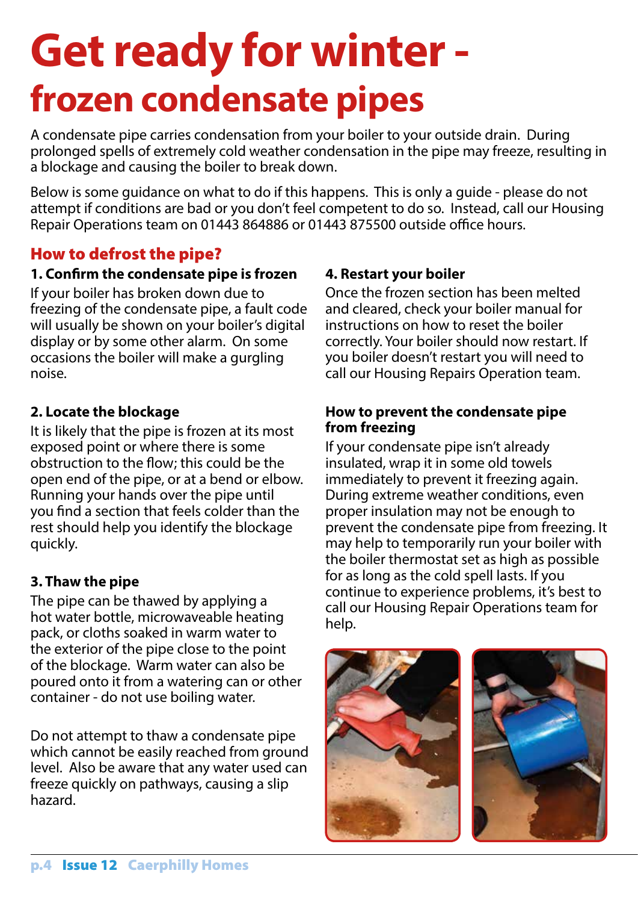# Get ready for winter - frozen condensate pipes

A condensate pipe carries condensation from your boiler to your outside drain. During prolonged spells of extremely cold weather condensation in the pipe may freeze, resulting in a blockage and causing the boiler to break down.

Below is some guidance on what to do if this happens. This is only a guide - please do not attempt if conditions are bad or you don't feel competent to do so. Instead, call our Housing Repair Operations team on 01443 864886 or 01443 875500 outside office hours.

## How to defrost the pipe?

### 1. Confirm the condensate pipe is frozen

If your boiler has broken down due to freezing of the condensate pipe, a fault code will usually be shown on your boiler's digital display or by some other alarm. On some occasions the boiler will make a gurgling noise.

### 2. Locate the blockage

It is likely that the pipe is frozen at its most exposed point or where there is some obstruction to the flow; this could be the open end of the pipe, or at a bend or elbow. Running your hands over the pipe until you find a section that feels colder than the rest should help you identify the blockage quickly.

### 3. Thaw the pipe

The pipe can be thawed by applying a hot water bottle, microwaveable heating pack, or cloths soaked in warm water to the exterior of the pipe close to the point of the blockage. Warm water can also be poured onto it from a watering can or other container - do not use boiling water.

Do not attempt to thaw a condensate pipe which cannot be easily reached from ground level. Also be aware that any water used can freeze quickly on pathways, causing a slip hazard.

### 4. Restart your boiler

Once the frozen section has been melted and cleared, check your boiler manual for instructions on how to reset the boiler correctly. Your boiler should now restart. If you boiler doesn't restart you will need to call our Housing Repairs Operation team.

### How to prevent the condensate pipe from freezing

If your condensate pipe isn't already insulated, wrap it in some old towels immediately to prevent it freezing again. During extreme weather conditions, even proper insulation may not be enough to prevent the condensate pipe from freezing. It may help to temporarily run your boiler with the boiler thermostat set as high as possible for as long as the cold spell lasts. If you continue to experience problems, it's best to call our Housing Repair Operations team for help.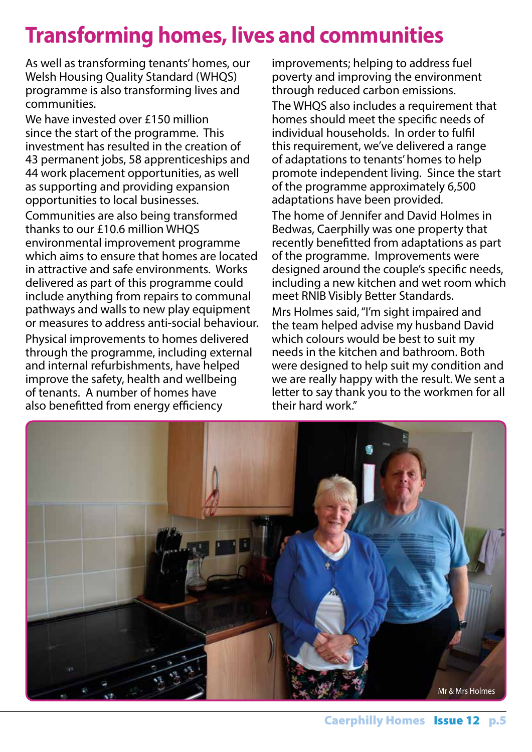# Transforming homes, lives and communities

As well as transforming tenants' homes, our Welsh Housing Quality Standard (WHQS) programme is also transforming lives and communities.

We have invested over £150 million since the start of the programme. This investment has resulted in the creation of 43 permanent jobs, 58 apprenticeships and 44 work placement opportunities, as well as supporting and providing expansion opportunities to local businesses.

Communities are also being transformed thanks to our £10.6 million WHQS environmental improvement programme which aims to ensure that homes are located in attractive and safe environments. Works delivered as part of this programme could include anything from repairs to communal pathways and walls to new play equipment or measures to address anti-social behaviour.

Physical improvements to homes delivered through the programme, including external and internal refurbishments, have helped improve the safety, health and wellbeing of tenants. A number of homes have also benefitted from energy efficiency improvements; helping to address fuel poverty and improving the environment through reduced carbon emissions.

The WHQS also includes a requirement that homes should meet the specific needs of individual households. In order to fulfil this requirement, we've delivered a range of adaptations to tenants' homes to help promote independent living. Since the start of the programme approximately 6,500 adaptations have been provided.

The home of Jennifer and David Holmes in Bedwas, Caerphilly was one property that recently benefitted from adaptations as part of the programme. Improvements were designed around the couple's specific needs, including a new kitchen and wet room which meet RNIB Visibly Better Standards.

Mrs Holmes said, "I'm sight impaired and the team helped advise my husband David which colours would be best to suit my needs in the kitchen and bathroom. Both were designed to help suit my condition and we are really happy with the result. We sent a letter to say thank you to the workmen for all their hard work."

Mr & Mrs Holmes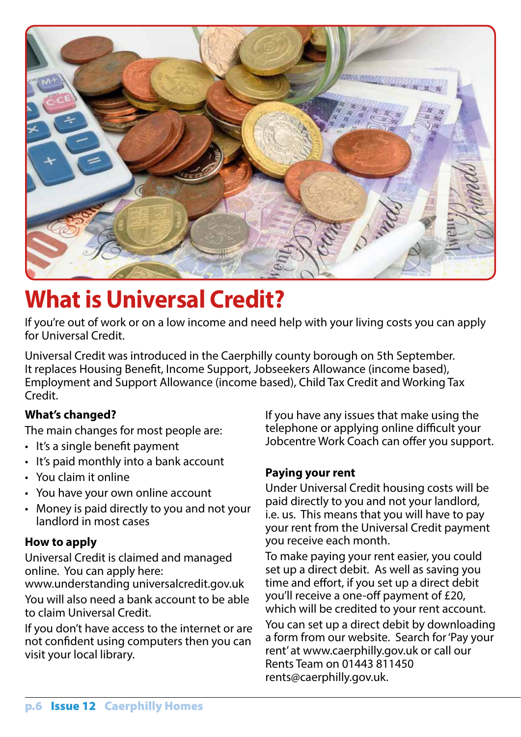# What is Universal Credit?

If you're out of work or on a low income and need help with your living costs you can apply for Universal Credit.

Universal Credit was introduced in the Caerphilly county borough on 5th September. It replaces Housing Benefit, Income Support, Jobseekers Allowance (income based), Employment and Support Allowance (income based), Child Tax Credit and Working Tax Credit.

### What's changed?

The main changes for most people are:

- It's a single benefit payment
- It's paid monthly into a bank account
- You claim it online
- You have your own online account
- Money is paid directly to you and not your landlord in most cases

### How to apply

Universal Credit is claimed and managed online. You can apply here: www.understanding universalcredit.gov.uk

You will also need a bank account to be able to claim Universal Credit.

If you don't have access to the internet or are not confident using computers then you can visit your local library.

If you have any issues that make using the telephone or applying online difficult your Jobcentre Work Coach can offer you support.

### Paying your rent

Under Universal Credit housing costs will be paid directly to you and not your landlord, i.e. us. This means that you will have to pay your rent from the Universal Credit payment you receive each month.

To make paying your rent easier, you could set up a direct debit. As well as saving you time and effort, if you set up a direct debit you'll receive a one-off payment of £20, which will be credited to your rent account.

You can set up a direct debit by downloading a form from our website. Search for 'Pay your rent' at www.caerphilly.gov.uk or call our Rents Team on 01443 811450 rents@caerphilly.gov.uk.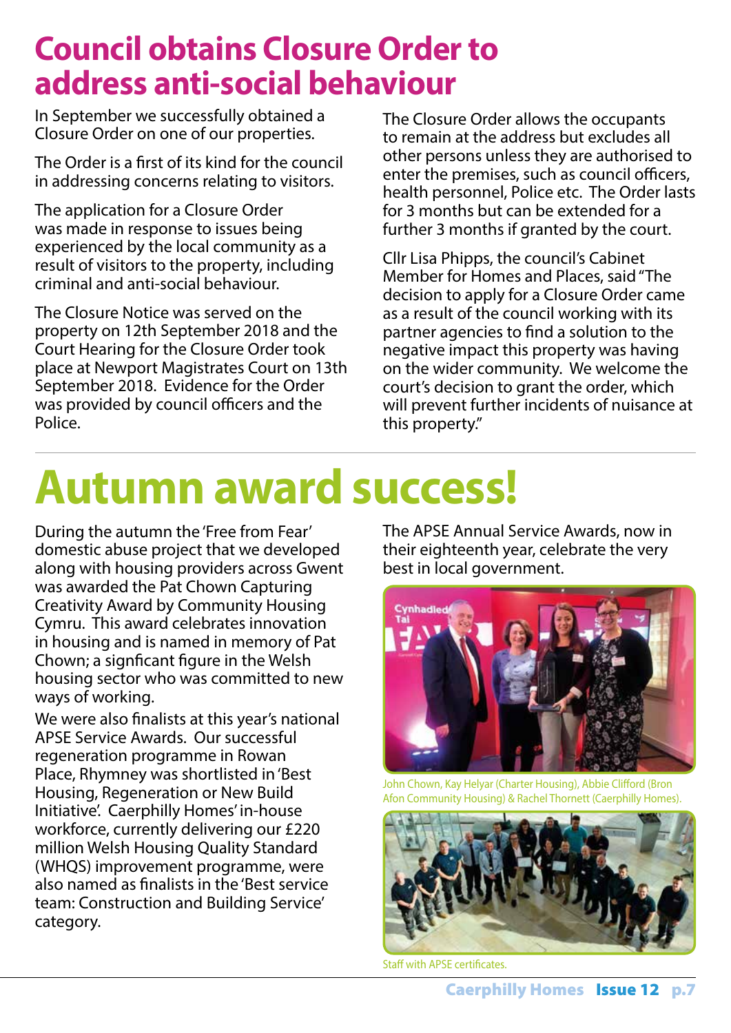# Council obtains Closure Order to address anti-social behaviour

In September we successfully obtained a Closure Order on one of our properties.

The Order is a first of its kind for the council in addressing concerns relating to visitors.

The application for a Closure Order was made in response to issues being experienced by the local community as a result of visitors to the property, including criminal and anti-social behaviour.

The Closure Notice was served on the property on 12th September 2018 and the Court Hearing for the Closure Order took place at Newport Magistrates Court on 13th September 2018. Evidence for the Order was provided by council officers and the Police.

The Closure Order allows the occupants to remain at the address but excludes all other persons unless they are authorised to enter the premises, such as council officers, health personnel, Police etc. The Order lasts for 3 months but can be extended for a further 3 months if granted by the court.

Cllr Lisa Phipps, the council's Cabinet Member for Homes and Places, said "The decision to apply for a Closure Order came as a result of the council working with its partner agencies to find a solution to the negative impact this property was having on the wider community. We welcome the court's decision to grant the order, which will prevent further incidents of nuisance at this property."

# Autumn award success!

During the autumn the 'Free from Fear' domestic abuse project that we developed along with housing providers across Gwent was awarded the Pat Chown Capturing Creativity Award by Community Housing Cymru. This award celebrates innovation in housing and is named in memory of Pat Chown; a signficant figure in the Welsh housing sector who was committed to new ways of working.

We were also finalists at this year's national APSE Service Awards. Our successful regeneration programme in Rowan Place, Rhymney was shortlisted in 'Best Housing, Regeneration or New Build Initiative'. Caerphilly Homes' in-house workforce, currently delivering our £220 million Welsh Housing Quality Standard (WHQS) improvement programme, were also named as finalists in the 'Best service team: Construction and Building Service' category.

The APSE Annual Service Awards, now in their eighteenth year, celebrate the very best in local government.

John Chown, Kay Helyar (Charter Housing), Abbie Clifford (Bron Afon Community Housing) & Rachel Thornett (Caerphilly Homes).

Staff with APSE certificates.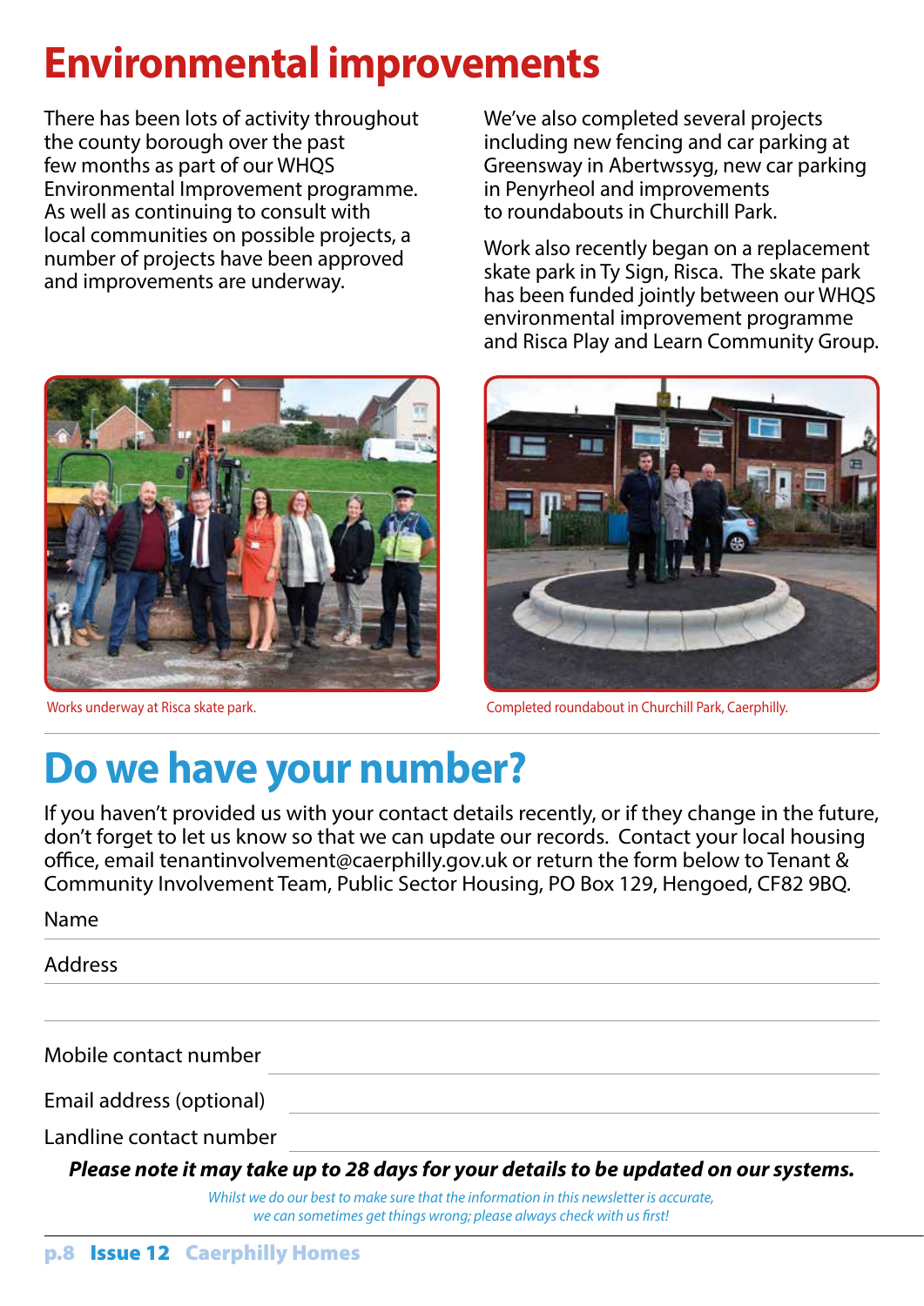# Environmental improvements

There has been lots of activity throughout the county borough over the past few months as part of our WHQS Environmental Improvement programme. As well as continuing to consult with local communities on possible projects, a number of projects have been approved and improvements are underway.

We've also completed several projects including new fencing and car parking at Greensway in Abertwssyg, new car parking in Penyrheol and improvements to roundabouts in Churchill Park.

Work also recently began on a replacement skate park in Ty Sign, Risca. The skate park has been funded jointly between our WHQS environmental improvement programme and Risca Play and Learn Community Group.

Works underway at Risca skate park.

Completed roundabout in Churchill Park, Caerphilly.

# Do we have your number?

If you haven't provided us with your contact details recently, or if they change in the future, don't forget to let us know so that we can update our records. Contact your local housing office, email tenantinvolvement@caerphilly.gov.uk or return the form below to Tenant & Community Involvement Team, Public Sector Housing, PO Box 129, Hengoed, CF82 9BQ.

Name

Address

Mobile contact number

Email address (optional)

Landline contact number

***Please note it may take up to 28 days for your details to be updated on our systems.***

*Whilst we do our best to make sure that the information in this newsletter is accurate, we can sometimes get things wrong; please always check with us first!*